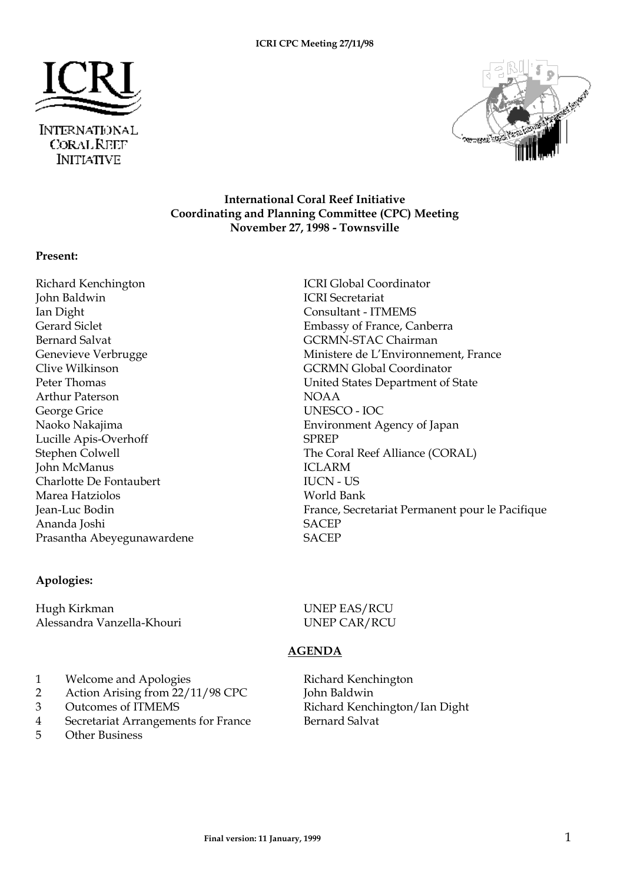**International Coral Reef Initiative**
**Coordinating and Planning Committee (CPC) Meeting**
**November 27, 1998 - Townsville**

**Present:**

| | |
|---|---|
| Richard Kenchington | ICRI Global Coordinator |
| John Baldwin | ICRI Secretariat |
| Ian Dight | Consultant - ITMEMS |
| Gerard Siclet | Embassy of France, Canberra |
| Bernard Salvat | GCRMN-STAC Chairman |
| Genevieve Verbrugge | Ministere de L'Environnement, France |
| Clive Wilkinson | GCRMN Global Coordinator |
| Peter Thomas | United States Department of State |
| Arthur Paterson | NOAA |
| George Grice | UNESCO - IOC |
| Naoko Nakajima | Environment Agency of Japan |
| Lucille Apis-Overhoff | SPREP |
| Stephen Colwell | The Coral Reef Alliance (CORAL) |
| John McManus | ICLARM |
| Charlotte De Fontaubert | IUCN - US |
| Marea Hatziolos | World Bank |
| Jean-Luc Bodin | France, Secretariat Permanent pour le Pacifique |
| Ananda Joshi | SACEP |
| Prasantha Abeyegunawardene | SACEP |

**Apologies:**

| | |
|---|---|
| Hugh Kirkman | UNEP EAS/RCU |
| Alessandra Vanzella-Khouri | UNEP CAR/RCU |

**AGENDA**

| | | |
|---|---|---|
| 1 | Welcome and Apologies | Richard Kenchington |
| 2 | Action Arising from 22/11/98 CPC | John Baldwin |
| 3 | Outcomes of ITMEMS | Richard Kenchington/Ian Dight |
| 4 | Secretariat Arrangements for France | Bernard Salvat |
| 5 | Other Business | |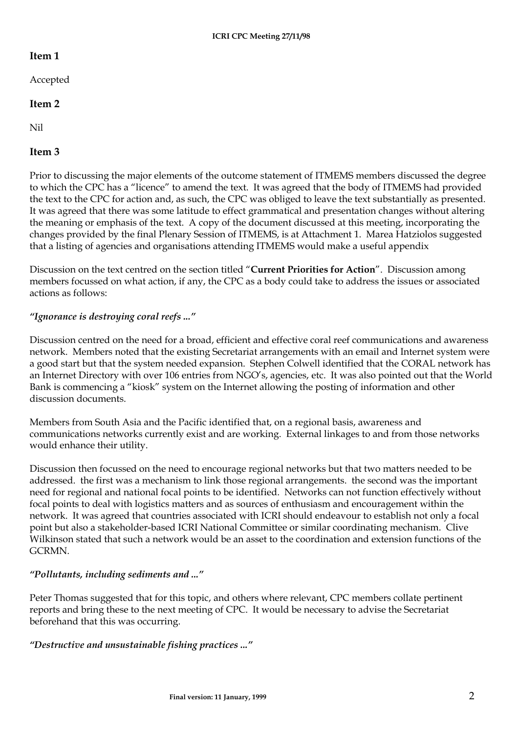## Item 1

Accepted

## Item 2

Nil

## Item 3

Prior to discussing the major elements of the outcome statement of ITMEMS members discussed the degree to which the CPC has a "licence" to amend the text. It was agreed that the body of ITMEMS had provided the text to the CPC for action and, as such, the CPC was obliged to leave the text substantially as presented. It was agreed that there was some latitude to effect grammatical and presentation changes without altering the meaning or emphasis of the text. A copy of the document discussed at this meeting, incorporating the changes provided by the final Plenary Session of ITMEMS, is at Attachment 1. Marea Hatziolos suggested that a listing of agencies and organisations attending ITMEMS would make a useful appendix

Discussion on the text centred on the section titled "**Current Priorities for Action**". Discussion among members focussed on what action, if any, the CPC as a body could take to address the issues or associated actions as follows:

***"Ignorance is destroying coral reefs ..."***

Discussion centred on the need for a broad, efficient and effective coral reef communications and awareness network. Members noted that the existing Secretariat arrangements with an email and Internet system were a good start but that the system needed expansion. Stephen Colwell identified that the CORAL network has an Internet Directory with over 106 entries from NGO's, agencies, etc. It was also pointed out that the World Bank is commencing a "kiosk" system on the Internet allowing the posting of information and other discussion documents.

Members from South Asia and the Pacific identified that, on a regional basis, awareness and communications networks currently exist and are working. External linkages to and from those networks would enhance their utility.

Discussion then focussed on the need to encourage regional networks but that two matters needed to be addressed. the first was a mechanism to link those regional arrangements. the second was the important need for regional and national focal points to be identified. Networks can not function effectively without focal points to deal with logistics matters and as sources of enthusiasm and encouragement within the network. It was agreed that countries associated with ICRI should endeavour to establish not only a focal point but also a stakeholder-based ICRI National Committee or similar coordinating mechanism. Clive Wilkinson stated that such a network would be an asset to the coordination and extension functions of the GCRMN.

***"Pollutants, including sediments and ..."***

Peter Thomas suggested that for this topic, and others where relevant, CPC members collate pertinent reports and bring these to the next meeting of CPC. It would be necessary to advise the Secretariat beforehand that this was occurring.

***"Destructive and unsustainable fishing practices ..."***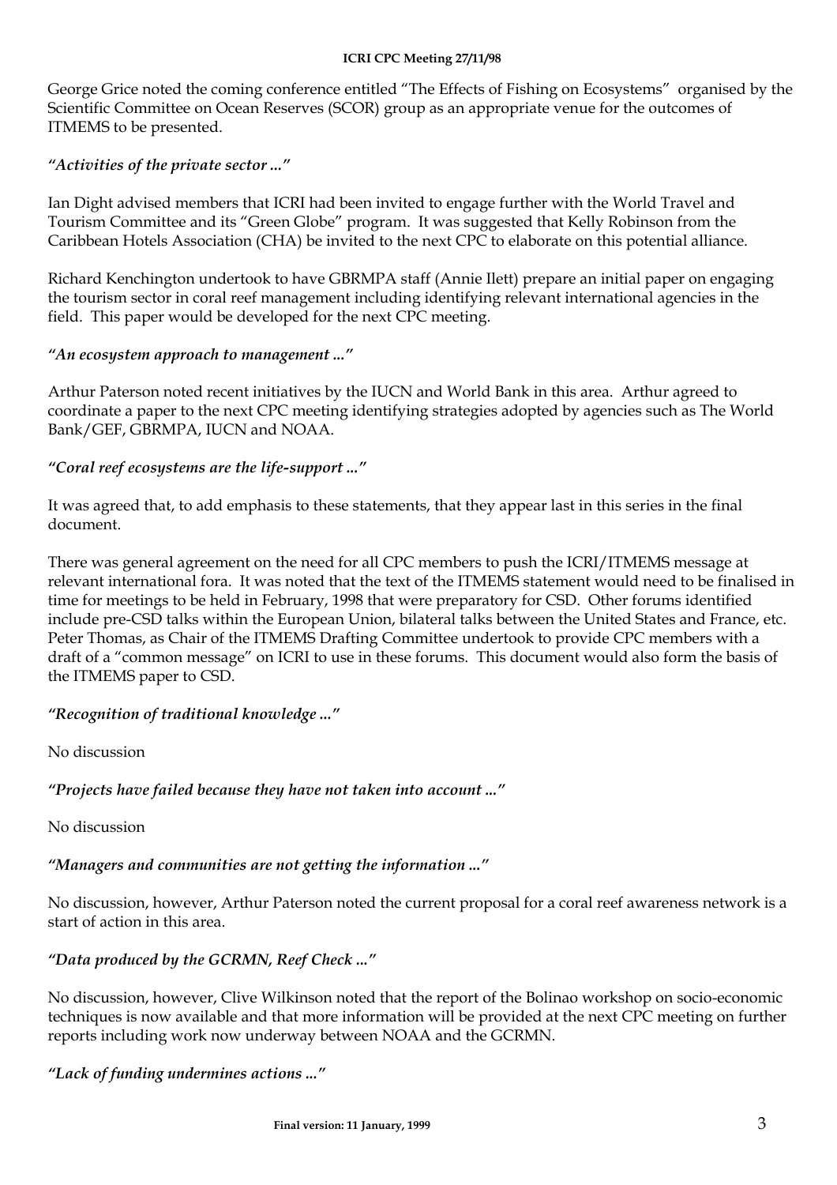George Grice noted the coming conference entitled “The Effects of Fishing on Ecosystems” organised by the Scientific Committee on Ocean Reserves (SCOR) group as an appropriate venue for the outcomes of ITMEMS to be presented.

*“Activities of the private sector ...”*

Ian Dight advised members that ICRI had been invited to engage further with the World Travel and Tourism Committee and its “Green Globe” program. It was suggested that Kelly Robinson from the Caribbean Hotels Association (CHA) be invited to the next CPC to elaborate on this potential alliance.

Richard Kenchington undertook to have GBRMPA staff (Annie Ilett) prepare an initial paper on engaging the tourism sector in coral reef management including identifying relevant international agencies in the field. This paper would be developed for the next CPC meeting.

*“An ecosystem approach to management ...”*

Arthur Paterson noted recent initiatives by the IUCN and World Bank in this area. Arthur agreed to coordinate a paper to the next CPC meeting identifying strategies adopted by agencies such as The World Bank/GEF, GBRMPA, IUCN and NOAA.

*“Coral reef ecosystems are the life-support ...”*

It was agreed that, to add emphasis to these statements, that they appear last in this series in the final document.

There was general agreement on the need for all CPC members to push the ICRI/ITMEMS message at relevant international fora. It was noted that the text of the ITMEMS statement would need to be finalised in time for meetings to be held in February, 1998 that were preparatory for CSD. Other forums identified include pre-CSD talks within the European Union, bilateral talks between the United States and France, etc. Peter Thomas, as Chair of the ITMEMS Drafting Committee undertook to provide CPC members with a draft of a “common message” on ICRI to use in these forums. This document would also form the basis of the ITMEMS paper to CSD.

*“Recognition of traditional knowledge ...”*

No discussion

*“Projects have failed because they have not taken into account ...”*

No discussion

*“Managers and communities are not getting the information ...”*

No discussion, however, Arthur Paterson noted the current proposal for a coral reef awareness network is a start of action in this area.

*“Data produced by the GCRMN, Reef Check ...”*

No discussion, however, Clive Wilkinson noted that the report of the Bolinao workshop on socio-economic techniques is now available and that more information will be provided at the next CPC meeting on further reports including work now underway between NOAA and the GCRMN.

*“Lack of funding undermines actions ...”*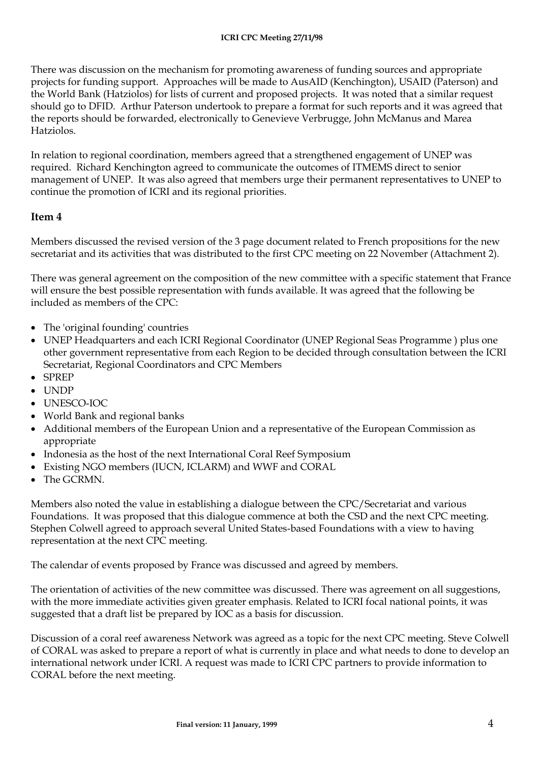There was discussion on the mechanism for promoting awareness of funding sources and appropriate projects for funding support. Approaches will be made to AusAID (Kenchington), USAID (Paterson) and the World Bank (Hatziolos) for lists of current and proposed projects. It was noted that a similar request should go to DFID. Arthur Paterson undertook to prepare a format for such reports and it was agreed that the reports should be forwarded, electronically to Genevieve Verbrugge, John McManus and Marea Hatziolos.

In relation to regional coordination, members agreed that a strengthened engagement of UNEP was required. Richard Kenchington agreed to communicate the outcomes of ITMEMS direct to senior management of UNEP. It was also agreed that members urge their permanent representatives to UNEP to continue the promotion of ICRI and its regional priorities.

## Item 4

Members discussed the revised version of the 3 page document related to French propositions for the new secretariat and its activities that was distributed to the first CPC meeting on 22 November (Attachment 2).

There was general agreement on the composition of the new committee with a specific statement that France will ensure the best possible representation with funds available. It was agreed that the following be included as members of the CPC:

- The 'original founding' countries
- UNEP Headquarters and each ICRI Regional Coordinator (UNEP Regional Seas Programme ) plus one other government representative from each Region to be decided through consultation between the ICRI Secretariat, Regional Coordinators and CPC Members
- SPREP
- UNDP
- UNESCO-IOC
- World Bank and regional banks
- Additional members of the European Union and a representative of the European Commission as appropriate
- Indonesia as the host of the next International Coral Reef Symposium
- Existing NGO members (IUCN, ICLARM) and WWF and CORAL
- The GCRMN.

Members also noted the value in establishing a dialogue between the CPC/Secretariat and various Foundations. It was proposed that this dialogue commence at both the CSD and the next CPC meeting. Stephen Colwell agreed to approach several United States-based Foundations with a view to having representation at the next CPC meeting.

The calendar of events proposed by France was discussed and agreed by members.

The orientation of activities of the new committee was discussed. There was agreement on all suggestions, with the more immediate activities given greater emphasis. Related to ICRI focal national points, it was suggested that a draft list be prepared by IOC as a basis for discussion.

Discussion of a coral reef awareness Network was agreed as a topic for the next CPC meeting. Steve Colwell of CORAL was asked to prepare a report of what is currently in place and what needs to done to develop an international network under ICRI. A request was made to ICRI CPC partners to provide information to CORAL before the next meeting.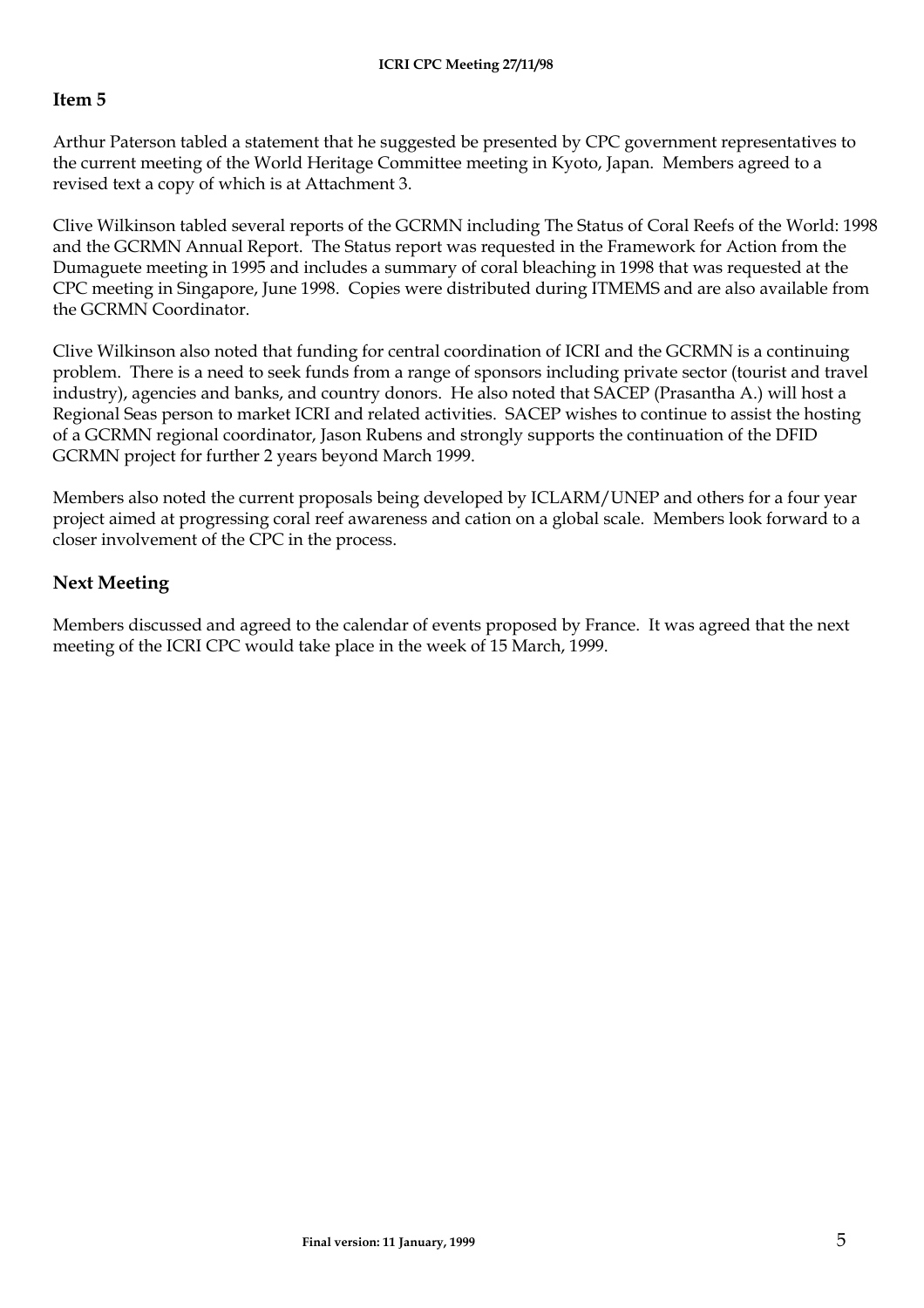## Item 5

Arthur Paterson tabled a statement that he suggested be presented by CPC government representatives to the current meeting of the World Heritage Committee meeting in Kyoto, Japan. Members agreed to a revised text a copy of which is at Attachment 3.

Clive Wilkinson tabled several reports of the GCRMN including The Status of Coral Reefs of the World: 1998 and the GCRMN Annual Report. The Status report was requested in the Framework for Action from the Dumaguete meeting in 1995 and includes a summary of coral bleaching in 1998 that was requested at the CPC meeting in Singapore, June 1998. Copies were distributed during ITMEMS and are also available from the GCRMN Coordinator.

Clive Wilkinson also noted that funding for central coordination of ICRI and the GCRMN is a continuing problem. There is a need to seek funds from a range of sponsors including private sector (tourist and travel industry), agencies and banks, and country donors. He also noted that SACEP (Prasantha A.) will host a Regional Seas person to market ICRI and related activities. SACEP wishes to continue to assist the hosting of a GCRMN regional coordinator, Jason Rubens and strongly supports the continuation of the DFID GCRMN project for further 2 years beyond March 1999.

Members also noted the current proposals being developed by ICLARM/UNEP and others for a four year project aimed at progressing coral reef awareness and cation on a global scale. Members look forward to a closer involvement of the CPC in the process.

## Next Meeting

Members discussed and agreed to the calendar of events proposed by France. It was agreed that the next meeting of the ICRI CPC would take place in the week of 15 March, 1999.

Final version: 11 January, 1999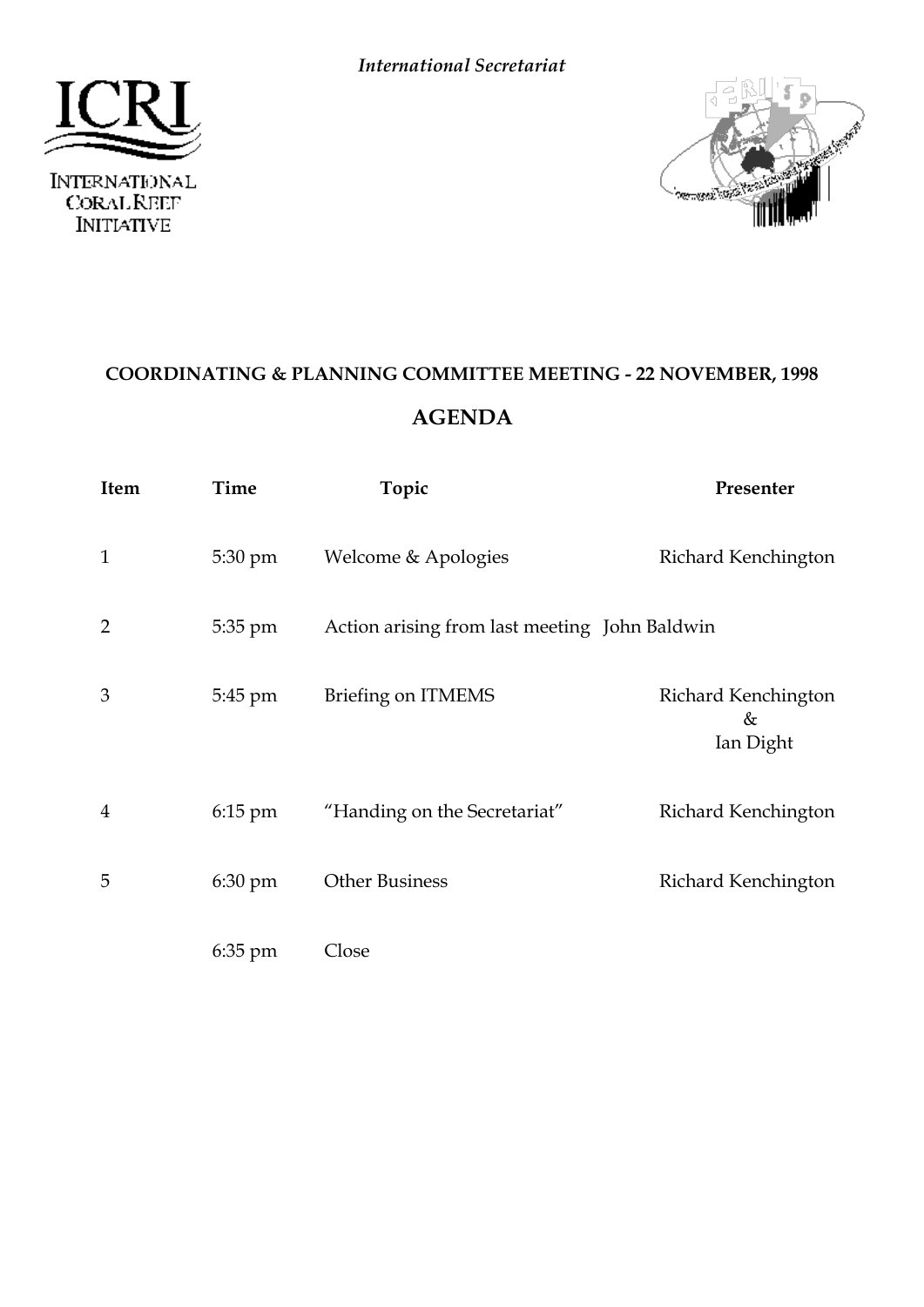*International Secretariat*

INTERNATIONAL CORAL REEF INITIATIVE

**COORDINATING & PLANNING COMMITTEE MEETING - 22 NOVEMBER, 1998**

## AGENDA

| Item | Time | Topic | Presenter |
|---|---|---|---|
| 1 | 5:30 pm | Welcome & Apologies | Richard Kenchington |
| 2 | 5:35 pm | Action arising from last meeting | John Baldwin |
| 3 | 5:45 pm | Briefing on ITMEMS | Richard Kenchington & Ian Dight |
| 4 | 6:15 pm | "Handing on the Secretariat" | Richard Kenchington |
| 5 | 6:30 pm | Other Business | Richard Kenchington |
| | 6:35 pm | Close | |